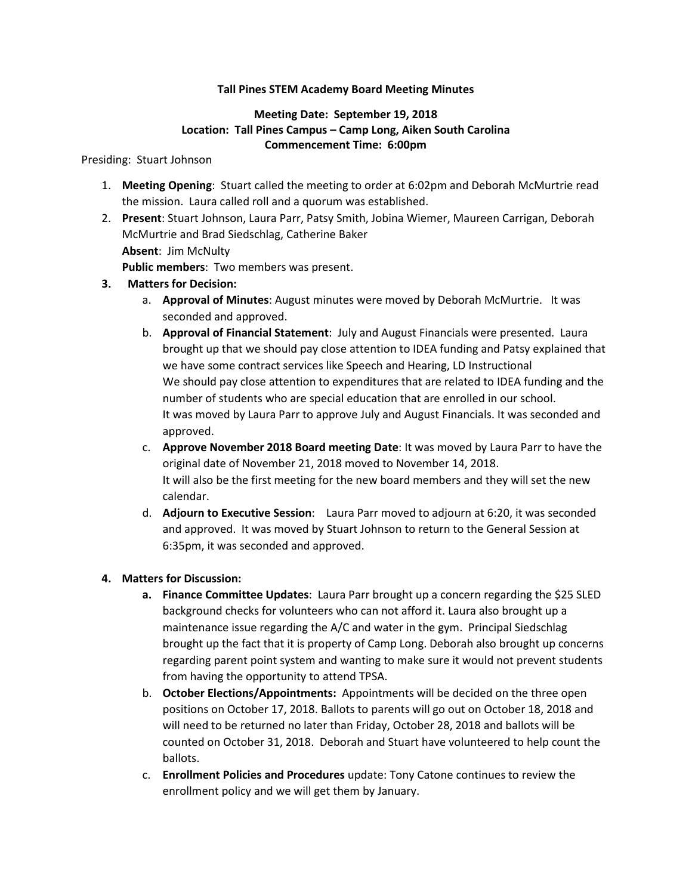**Tall Pines STEM Academy Board Meeting Minutes**

**Meeting Date: September 19, 2018**
**Location: Tall Pines Campus – Camp Long, Aiken South Carolina**
**Commencement Time: 6:00pm**

Presiding: Stuart Johnson

1. **Meeting Opening**: Stuart called the meeting to order at 6:02pm and Deborah McMurtrie read the mission. Laura called roll and a quorum was established.
2. **Present**: Stuart Johnson, Laura Parr, Patsy Smith, Jobina Wiemer, Maureen Carrigan, Deborah McMurtrie and Brad Siedschlag, Catherine Baker
   **Absent**: Jim McNulty
   **Public members**: Two members was present.
3. **Matters for Decision:**
   a. **Approval of Minutes**: August minutes were moved by Deborah McMurtrie. It was seconded and approved.
   b. **Approval of Financial Statement**: July and August Financials were presented. Laura brought up that we should pay close attention to IDEA funding and Patsy explained that we have some contract services like Speech and Hearing, LD Instructional
   We should pay close attention to expenditures that are related to IDEA funding and the number of students who are special education that are enrolled in our school.
   It was moved by Laura Parr to approve July and August Financials. It was seconded and approved.
   c. **Approve November 2018 Board meeting Date**: It was moved by Laura Parr to have the original date of November 21, 2018 moved to November 14, 2018.
   It will also be the first meeting for the new board members and they will set the new calendar.
   d. **Adjourn to Executive Session**: Laura Parr moved to adjourn at 6:20, it was seconded and approved. It was moved by Stuart Johnson to return to the General Session at 6:35pm, it was seconded and approved.

4. **Matters for Discussion:**
   a. **Finance Committee Updates**: Laura Parr brought up a concern regarding the $25 SLED background checks for volunteers who can not afford it. Laura also brought up a maintenance issue regarding the A/C and water in the gym. Principal Siedschlag brought up the fact that it is property of Camp Long. Deborah also brought up concerns regarding parent point system and wanting to make sure it would not prevent students from having the opportunity to attend TPSA.
   b. **October Elections/Appointments:** Appointments will be decided on the three open positions on October 17, 2018. Ballots to parents will go out on October 18, 2018 and will need to be returned no later than Friday, October 28, 2018 and ballots will be counted on October 31, 2018. Deborah and Stuart have volunteered to help count the ballots.
   c. **Enrollment Policies and Procedures** update: Tony Catone continues to review the enrollment policy and we will get them by January.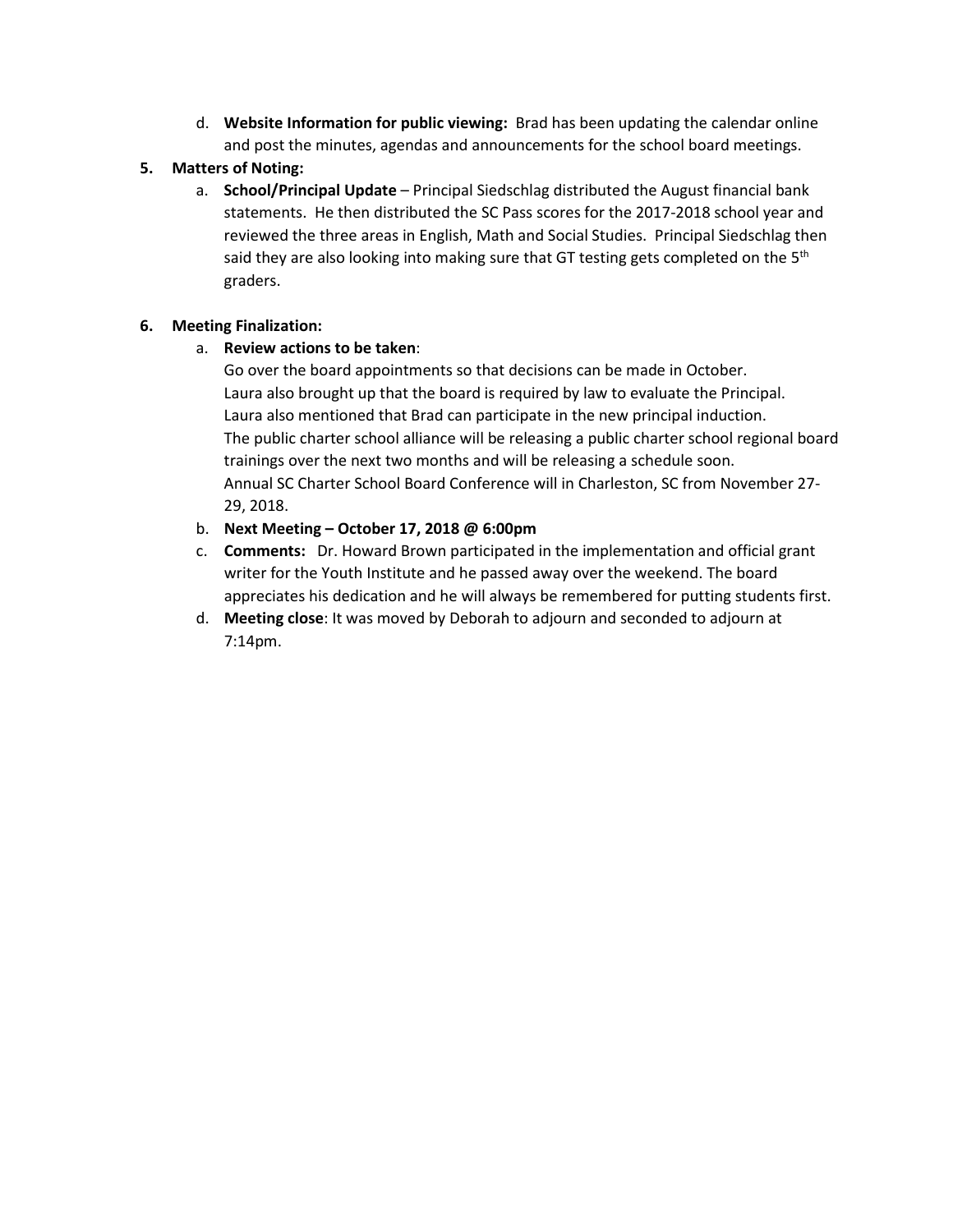d. **Website Information for public viewing:** Brad has been updating the calendar online and post the minutes, agendas and announcements for the school board meetings.

5. **Matters of Noting:**

   a. **School/Principal Update** – Principal Siedschlag distributed the August financial bank statements. He then distributed the SC Pass scores for the 2017-2018 school year and reviewed the three areas in English, Math and Social Studies. Principal Siedschlag then said they are also looking into making sure that GT testing gets completed on the 5th graders.

6. **Meeting Finalization:**

   a. **Review actions to be taken**:
   Go over the board appointments so that decisions can be made in October.
   Laura also brought up that the board is required by law to evaluate the Principal.
   Laura also mentioned that Brad can participate in the new principal induction.
   The public charter school alliance will be releasing a public charter school regional board trainings over the next two months and will be releasing a schedule soon.
   Annual SC Charter School Board Conference will in Charleston, SC from November 27-29, 2018.

   b. **Next Meeting – October 17, 2018 @ 6:00pm**

   c. **Comments:** Dr. Howard Brown participated in the implementation and official grant writer for the Youth Institute and he passed away over the weekend. The board appreciates his dedication and he will always be remembered for putting students first.

   d. **Meeting close**: It was moved by Deborah to adjourn and seconded to adjourn at 7:14pm.